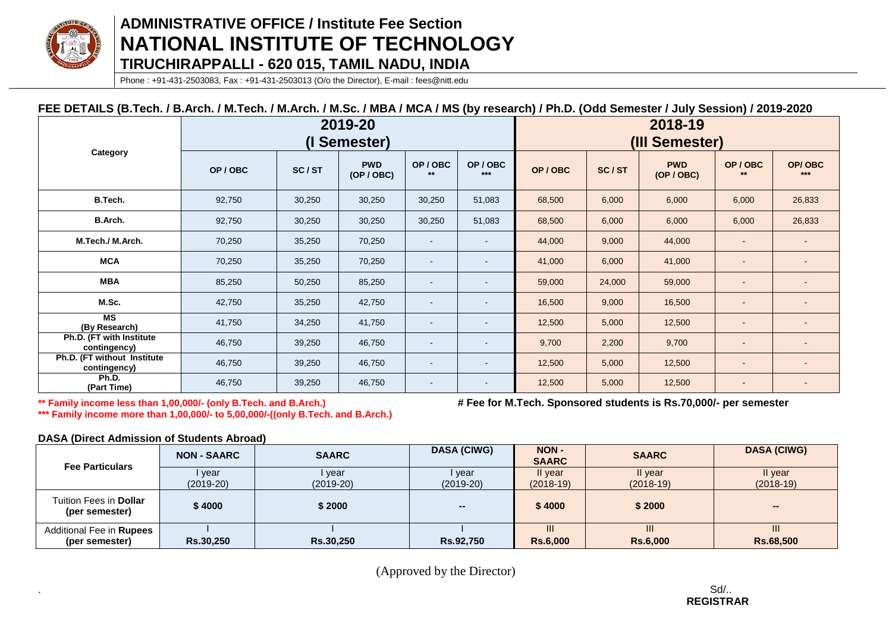# ADMINISTRATIVE OFFICE / Institute Fee Section

# NATIONAL INSTITUTE OF TECHNOLOGY

## TIRUCHIRAPPALLI - 620 015, TAMIL NADU, INDIA

Phone : +91-431-2503083, Fax : +91-431-2503013 (O/o the Director), E-mail : fees@nitt.edu

### FEE DETAILS (B.Tech. / B.Arch. / M.Tech. / M.Arch. / M.Sc. / MBA / MCA / MS (by research) / Ph.D. (Odd Semester / July Session) / 2019-2020

| Category | 2019-20 (I Semester) | | | | | 2018-19 (III Semester) | | | | |
|---|---|---|---|---|---|---|---|---|---|---|
| | OP / OBC | SC / ST | PWD (OP / OBC) | OP / OBC ** | OP / OBC *** | OP / OBC | SC / ST | PWD (OP / OBC) | OP / OBC ** | OP/ OBC *** |
| B.Tech. | 92,750 | 30,250 | 30,250 | 30,250 | 51,083 | 68,500 | 6,000 | 6,000 | 6,000 | 26,833 |
| B.Arch. | 92,750 | 30,250 | 30,250 | 30,250 | 51,083 | 68,500 | 6,000 | 6,000 | 6,000 | 26,833 |
| M.Tech./ M.Arch. | 70,250 | 35,250 | 70,250 | - | - | 44,000 | 9,000 | 44,000 | - | - |
| MCA | 70,250 | 35,250 | 70,250 | - | - | 41,000 | 6,000 | 41,000 | - | - |
| MBA | 85,250 | 50,250 | 85,250 | - | - | 59,000 | 24,000 | 59,000 | - | - |
| M.Sc. | 42,750 | 35,250 | 42,750 | - | - | 16,500 | 9,000 | 16,500 | - | - |
| MS (By Research) | 41,750 | 34,250 | 41,750 | - | - | 12,500 | 5,000 | 12,500 | - | - |
| Ph.D. (FT with Institute contingency) | 46,750 | 39,250 | 46,750 | - | - | 9,700 | 2,200 | 9,700 | - | - |
| Ph.D. (FT without Institute contingency) | 46,750 | 39,250 | 46,750 | - | - | 12,500 | 5,000 | 12,500 | - | - |
| Ph.D. (Part Time) | 46,750 | 39,250 | 46,750 | - | - | 12,500 | 5,000 | 12,500 | - | - |

**** Family income less than 1,00,000/- (only B.Tech. and B.Arch.)**

****** Family income more than 1,00,000/- to 5,00,000/-((only B.Tech. and B.Arch.)**

**# Fee for M.Tech. Sponsored students is Rs.70,000/- per semester**

### DASA (Direct Admission of Students Abroad)

| Fee Particulars | NON - SAARC | SAARC | DASA (CIWG) | NON - SAARC | SAARC | DASA (CIWG) |
|---|---|---|---|---|---|---|
| | I year (2019-20) | I year (2019-20) | I year (2019-20) | II year (2018-19) | II year (2018-19) | II year (2018-19) |
| Tuition Fees in **Dollar** (per semester) | **$ 4000** | **$ 2000** | -- | **$ 4000** | **$ 2000** | -- |
| Additional Fee in **Rupees** (per semester) | I **Rs.30,250** | I **Rs.30,250** | I **Rs.92,750** | III **Rs.6,000** | III **Rs.6,000** | III **Rs.68,500** |

(Approved by the Director)

Sd/..

**REGISTRAR**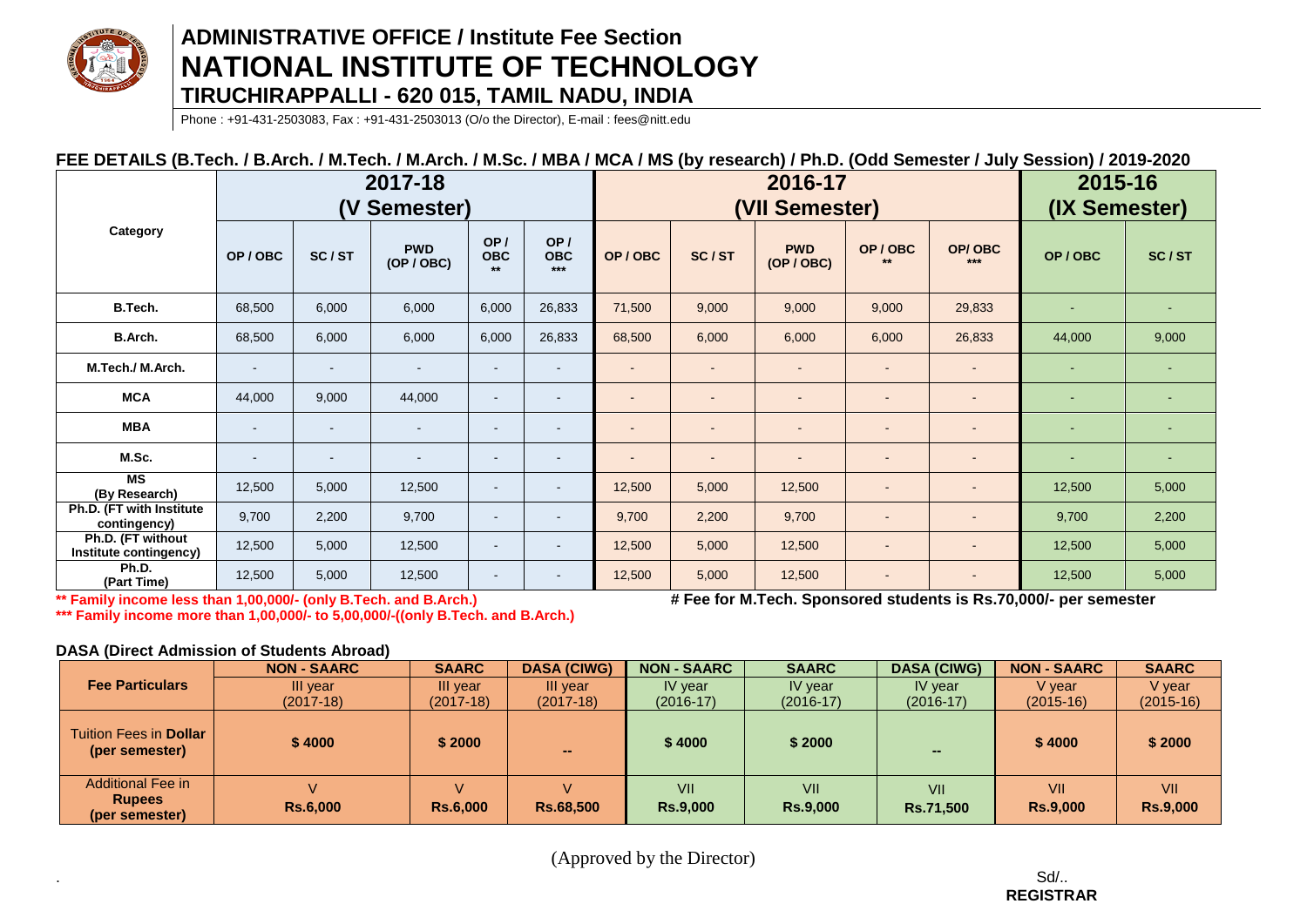# ADMINISTRATIVE OFFICE / Institute Fee Section
# NATIONAL INSTITUTE OF TECHNOLOGY
## TIRUCHIRAPPALLI - 620 015, TAMIL NADU, INDIA

Phone : +91-431-2503083, Fax : +91-431-2503013 (O/o the Director), E-mail : fees@nitt.edu

### FEE DETAILS (B.Tech. / B.Arch. / M.Tech. / M.Arch. / M.Sc. / MBA / MCA / MS (by research) / Ph.D. (Odd Semester / July Session) / 2019-2020

| Category | 2017-18 (V Semester) | | | | | 2016-17 (VII Semester) | | | | | 2015-16 (IX Semester) | |
|---|---|---|---|---|---|---|---|---|---|---|---|---|
| | OP / OBC | SC / ST | PWD (OP / OBC) | OP / OBC ** | OP / OBC *** | OP / OBC | SC / ST | PWD (OP / OBC) | OP / OBC ** | OP/ OBC *** | OP / OBC | SC / ST |
| B.Tech. | 68,500 | 6,000 | 6,000 | 6,000 | 26,833 | 71,500 | 9,000 | 9,000 | 9,000 | 29,833 | - | - |
| B.Arch. | 68,500 | 6,000 | 6,000 | 6,000 | 26,833 | 68,500 | 6,000 | 6,000 | 6,000 | 26,833 | 44,000 | 9,000 |
| M.Tech./ M.Arch. | - | - | - | - | - | - | - | - | - | - | - | - |
| MCA | 44,000 | 9,000 | 44,000 | - | - | - | - | - | - | - | - | - |
| MBA | - | - | - | - | - | - | - | - | - | - | - | - |
| M.Sc. | - | - | - | - | - | - | - | - | - | - | - | - |
| MS (By Research) | 12,500 | 5,000 | 12,500 | - | - | 12,500 | 5,000 | 12,500 | - | - | 12,500 | 5,000 |
| Ph.D. (FT with Institute contingency) | 9,700 | 2,200 | 9,700 | - | - | 9,700 | 2,200 | 9,700 | - | - | 9,700 | 2,200 |
| Ph.D. (FT without Institute contingency) | 12,500 | 5,000 | 12,500 | - | - | 12,500 | 5,000 | 12,500 | - | - | 12,500 | 5,000 |
| Ph.D. (Part Time) | 12,500 | 5,000 | 12,500 | - | - | 12,500 | 5,000 | 12,500 | - | - | 12,500 | 5,000 |

** Family income less than 1,00,000/- (only B.Tech. and B.Arch.)

*** Family income more than 1,00,000/- to 5,00,000/-((only B.Tech. and B.Arch.)

# Fee for M.Tech. Sponsored students is Rs.70,000/- per semester

### DASA (Direct Admission of Students Abroad)

| Fee Particulars | NON - SAARC | SAARC | DASA (CIWG) | NON - SAARC | SAARC | DASA (CIWG) | NON - SAARC | SAARC |
|---|---|---|---|---|---|---|---|---|
| | III year (2017-18) | III year (2017-18) | III year (2017-18) | IV year (2016-17) | IV year (2016-17) | IV year (2016-17) | V year (2015-16) | V year (2015-16) |
| Tuition Fees in **Dollar** (per semester) | **$ 4000** | **$ 2000** | -- | **$ 4000** | **$ 2000** | -- | **$ 4000** | **$ 2000** |
| Additional Fee in **Rupees** (per semester) | V **Rs.6,000** | V **Rs.6,000** | V **Rs.68,500** | VII **Rs.9,000** | VII **Rs.9,000** | VII **Rs.71,500** | VII **Rs.9,000** | VII **Rs.9,000** |

(Approved by the Director)

Sd/..
**REGISTRAR**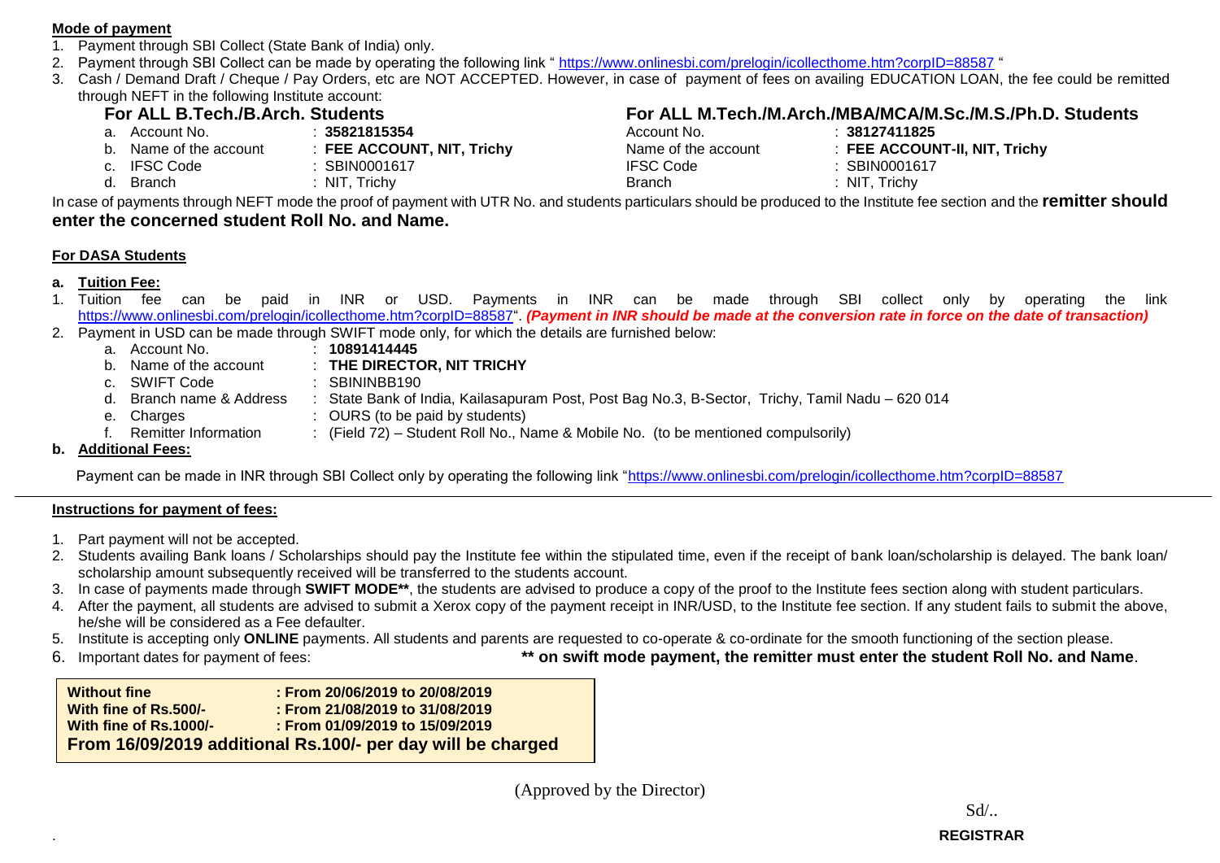**Mode of payment**

1. Payment through SBI Collect (State Bank of India) only.
2. Payment through SBI Collect can be made by operating the following link " https://www.onlinesbi.com/prelogin/icollecthome.htm?corpID=88587 "
3. Cash / Demand Draft / Cheque / Pay Orders, etc are NOT ACCEPTED. However, in case of payment of fees on availing EDUCATION LOAN, the fee could be remitted through NEFT in the following Institute account:

**For ALL B.Tech./B.Arch. Students**

a. Account No. : **35821815354**
b. Name of the account : **FEE ACCOUNT, NIT, Trichy**
c. IFSC Code : SBIN0001617
d. Branch : NIT, Trichy

**For ALL M.Tech./M.Arch./MBA/MCA/M.Sc./M.S./Ph.D. Students**

Account No. : **38127411825**
Name of the account : **FEE ACCOUNT-II, NIT, Trichy**
IFSC Code : SBIN0001617
Branch : NIT, Trichy

In case of payments through NEFT mode the proof of payment with UTR No. and students particulars should be produced to the Institute fee section and the **remitter should enter the concerned student Roll No. and Name.**

**For DASA Students**

**a. Tuition Fee:**

1. Tuition fee can be paid in INR or USD. Payments in INR can be made through SBI collect only by operating the link https://www.onlinesbi.com/prelogin/icollecthome.htm?corpID=88587". ***(Payment in INR should be made at the conversion rate in force on the date of transaction)***
2. Payment in USD can be made through SWIFT mode only, for which the details are furnished below:
   a. Account No. : **10891414445**
   b. Name of the account : **THE DIRECTOR, NIT TRICHY**
   c. SWIFT Code : SBININBB190
   d. Branch name & Address : State Bank of India, Kailasapuram Post, Post Bag No.3, B-Sector, Trichy, Tamil Nadu – 620 014
   e. Charges : OURS (to be paid by students)
   f. Remitter Information : (Field 72) – Student Roll No., Name & Mobile No. (to be mentioned compulsorily)

**b. Additional Fees:**

Payment can be made in INR through SBI Collect only by operating the following link "https://www.onlinesbi.com/prelogin/icollecthome.htm?corpID=88587

**Instructions for payment of fees:**

1. Part payment will not be accepted.
2. Students availing Bank loans / Scholarships should pay the Institute fee within the stipulated time, even if the receipt of bank loan/scholarship is delayed. The bank loan/ scholarship amount subsequently received will be transferred to the students account.
3. In case of payments made through **SWIFT MODE****, the students are advised to produce a copy of the proof to the Institute fees section along with student particulars.
4. After the payment, all students are advised to submit a Xerox copy of the payment receipt in INR/USD, to the Institute fee section. If any student fails to submit the above, he/she will be considered as a Fee defaulter.
5. Institute is accepting only **ONLINE** payments. All students and parents are requested to co-operate & co-ordinate for the smooth functioning of the section please.
6. Important dates for payment of fees:

**** on swift mode payment, the remitter must enter the student Roll No. and Name**.

| **Without fine** | **: From 20/06/2019 to 20/08/2019** |
|---|---|
| **With fine of Rs.500/-** | **: From 21/08/2019 to 31/08/2019** |
| **With fine of Rs.1000/-** | **: From 01/09/2019 to 15/09/2019** |
| **From 16/09/2019 additional Rs.100/- per day will be charged** | |

(Approved by the Director)

Sd/..

**REGISTRAR**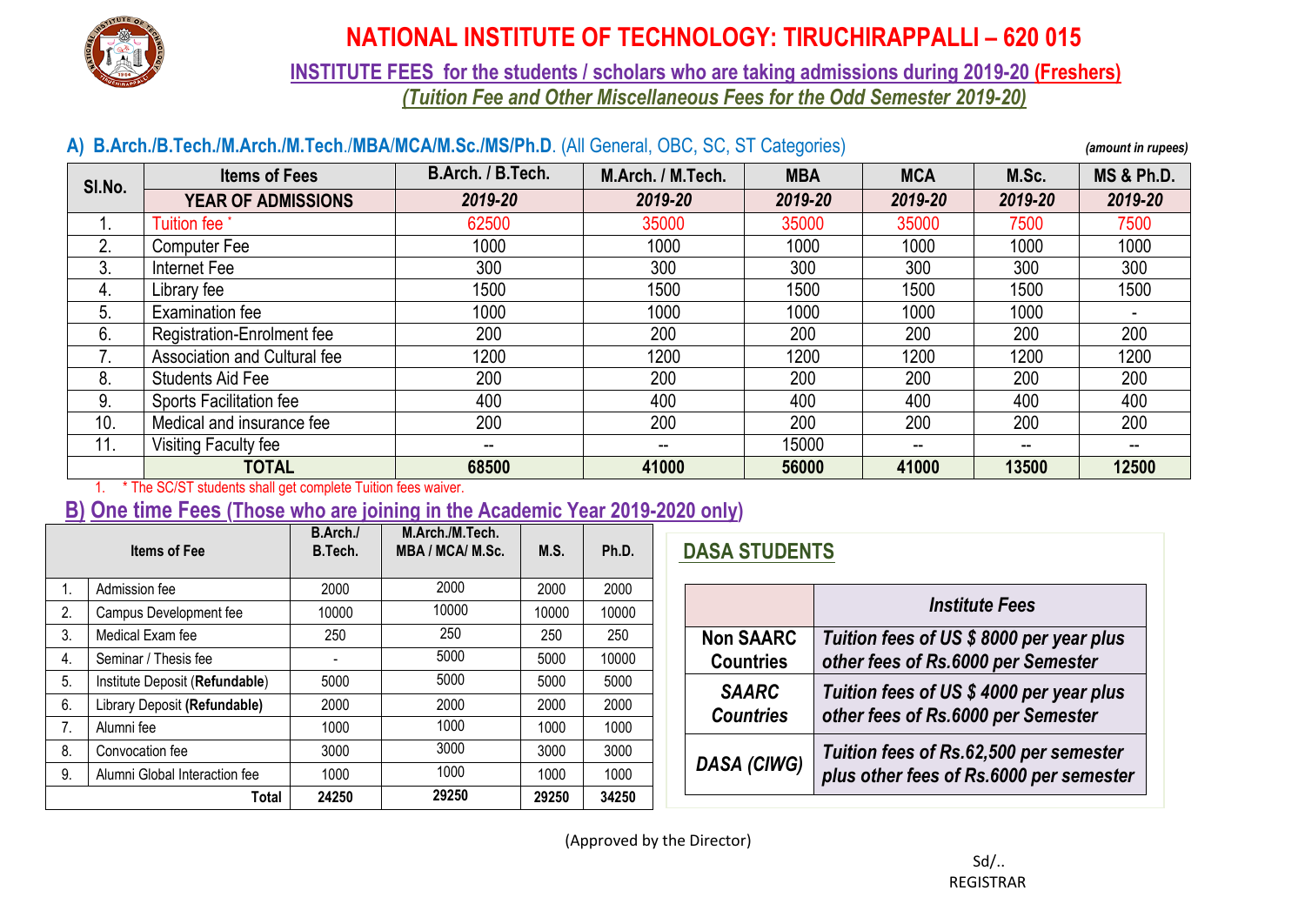# NATIONAL INSTITUTE OF TECHNOLOGY: TIRUCHIRAPPALLI – 620 015

## INSTITUTE FEES for the students / scholars who are taking admissions during 2019-20 (Freshers)

*(Tuition Fee and Other Miscellaneous Fees for the Odd Semester 2019-20)*

### A) B.Arch./B.Tech./M.Arch./M.Tech./MBA/MCA/M.Sc./MS/Ph.D. (All General, OBC, SC, ST Categories)

*(amount in rupees)*

| Sl.No. | Items of Fees | B.Arch. / B.Tech. | M.Arch. / M.Tech. | MBA | MCA | M.Sc. | MS & Ph.D. |
|---|---|---|---|---|---|---|---|
| | **YEAR OF ADMISSIONS** | *2019-20* | *2019-20* | *2019-20* | *2019-20* | *2019-20* | *2019-20* |
| 1. | Tuition fee * | 62500 | 35000 | 35000 | 35000 | 7500 | 7500 |
| 2. | Computer Fee | 1000 | 1000 | 1000 | 1000 | 1000 | 1000 |
| 3. | Internet Fee | 300 | 300 | 300 | 300 | 300 | 300 |
| 4. | Library fee | 1500 | 1500 | 1500 | 1500 | 1500 | 1500 |
| 5. | Examination fee | 1000 | 1000 | 1000 | 1000 | 1000 | - |
| 6. | Registration-Enrolment fee | 200 | 200 | 200 | 200 | 200 | 200 |
| 7. | Association and Cultural fee | 1200 | 1200 | 1200 | 1200 | 1200 | 1200 |
| 8. | Students Aid Fee | 200 | 200 | 200 | 200 | 200 | 200 |
| 9. | Sports Facilitation fee | 400 | 400 | 400 | 400 | 400 | 400 |
| 10. | Medical and insurance fee | 200 | 200 | 200 | 200 | 200 | 200 |
| 11. | Visiting Faculty fee | -- | -- | 15000 | -- | -- | -- |
| | **TOTAL** | **68500** | **41000** | **56000** | **41000** | **13500** | **12500** |

1. * The SC/ST students shall get complete Tuition fees waiver.

### B) One time Fees (Those who are joining in the Academic Year 2019-2020 only)

| | Items of Fee | B.Arch./ B.Tech. | M.Arch./M.Tech. MBA / MCA/ M.Sc. | M.S. | Ph.D. |
|---|---|---|---|---|---|
| 1. | Admission fee | 2000 | 2000 | 2000 | 2000 |
| 2. | Campus Development fee | 10000 | 10000 | 10000 | 10000 |
| 3. | Medical Exam fee | 250 | 250 | 250 | 250 |
| 4. | Seminar / Thesis fee | - | 5000 | 5000 | 10000 |
| 5. | Institute Deposit (**Refundable**) | 5000 | 5000 | 5000 | 5000 |
| 6. | Library Deposit **(Refundable)** | 2000 | 2000 | 2000 | 2000 |
| 7. | Alumni fee | 1000 | 1000 | 1000 | 1000 |
| 8. | Convocation fee | 3000 | 3000 | 3000 | 3000 |
| 9. | Alumni Global Interaction fee | 1000 | 1000 | 1000 | 1000 |
| | **Total** | **24250** | **29250** | **29250** | **34250** |

### DASA STUDENTS

| | *Institute Fees* |
|---|---|
| **Non SAARC Countries** | *Tuition fees of US $ 8000 per year plus other fees of Rs.6000 per Semester* |
| ***SAARC Countries*** | *Tuition fees of US $ 4000 per year plus other fees of Rs.6000 per Semester* |
| ***DASA (CIWG)*** | *Tuition fees of Rs.62,500 per semester plus other fees of Rs.6000 per semester* |

(Approved by the Director)

Sd/..
REGISTRAR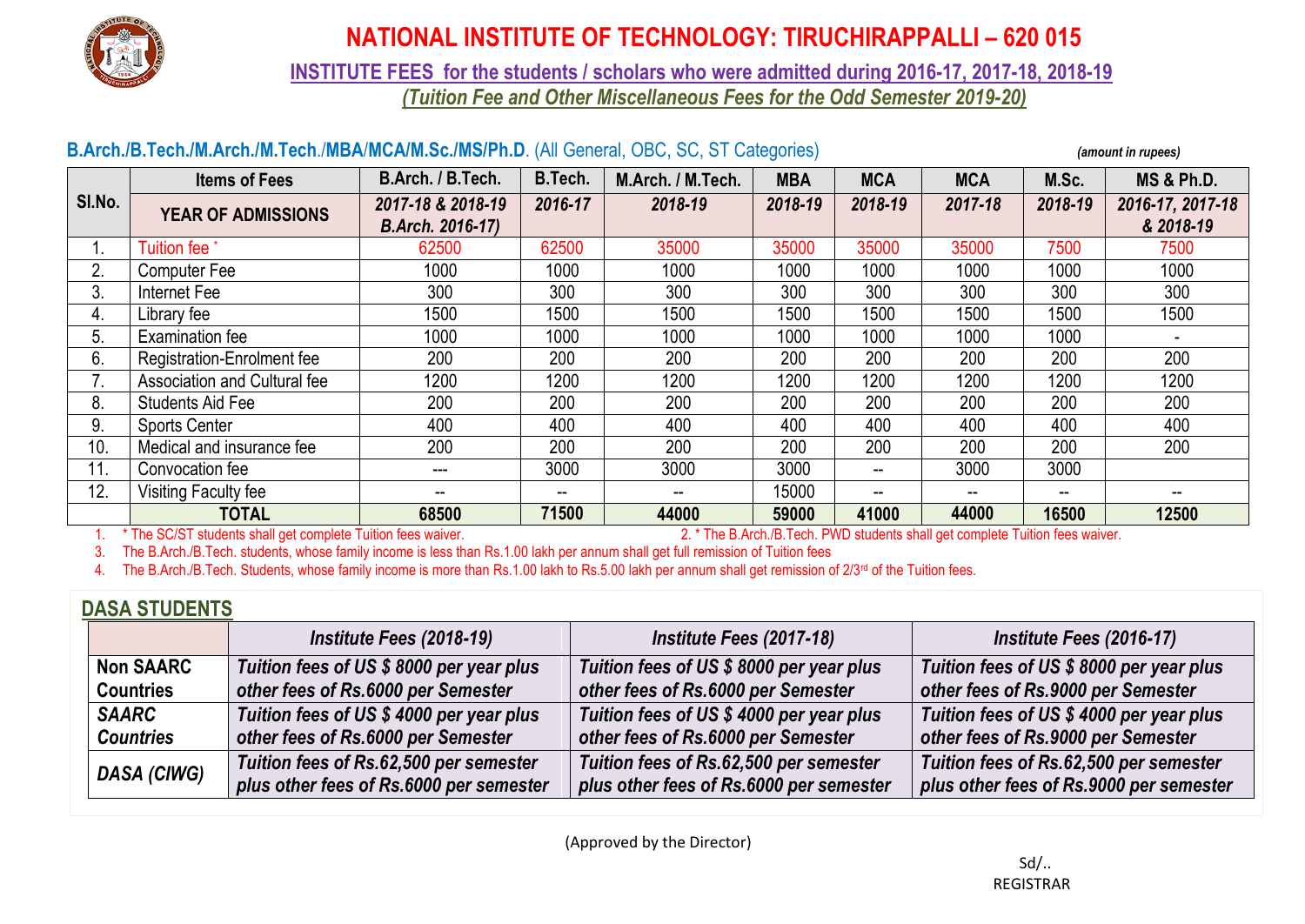# NATIONAL INSTITUTE OF TECHNOLOGY: TIRUCHIRAPPALLI – 620 015

**INSTITUTE FEES for the students / scholars who were admitted during 2016-17, 2017-18, 2018-19**

*(Tuition Fee and Other Miscellaneous Fees for the Odd Semester 2019-20)*

**B.Arch./B.Tech./M.Arch./M.Tech./MBA/MCA/M.Sc./MS/Ph.D.** (All General, OBC, SC, ST Categories) *(amount in rupees)*

| Sl.No. | Items of Fees | B.Arch. / B.Tech. | B.Tech. | M.Arch. / M.Tech. | MBA | MCA | MCA | M.Sc. | MS & Ph.D. |
|---|---|---|---|---|---|---|---|---|---|
| | YEAR OF ADMISSIONS | *2017-18 & 2018-19 B.Arch. 2016-17)* | *2016-17* | *2018-19* | *2018-19* | *2018-19* | *2017-18* | *2018-19* | *2016-17, 2017-18 & 2018-19* |
| 1. | Tuition fee * | 62500 | 62500 | 35000 | 35000 | 35000 | 35000 | 7500 | 7500 |
| 2. | Computer Fee | 1000 | 1000 | 1000 | 1000 | 1000 | 1000 | 1000 | 1000 |
| 3. | Internet Fee | 300 | 300 | 300 | 300 | 300 | 300 | 300 | 300 |
| 4. | Library fee | 1500 | 1500 | 1500 | 1500 | 1500 | 1500 | 1500 | 1500 |
| 5. | Examination fee | 1000 | 1000 | 1000 | 1000 | 1000 | 1000 | 1000 | - |
| 6. | Registration-Enrolment fee | 200 | 200 | 200 | 200 | 200 | 200 | 200 | 200 |
| 7. | Association and Cultural fee | 1200 | 1200 | 1200 | 1200 | 1200 | 1200 | 1200 | 1200 |
| 8. | Students Aid Fee | 200 | 200 | 200 | 200 | 200 | 200 | 200 | 200 |
| 9. | Sports Center | 400 | 400 | 400 | 400 | 400 | 400 | 400 | 400 |
| 10. | Medical and insurance fee | 200 | 200 | 200 | 200 | 200 | 200 | 200 | 200 |
| 11. | Convocation fee | --- | 3000 | 3000 | 3000 | -- | 3000 | 3000 | |
| 12. | Visiting Faculty fee | -- | -- | -- | 15000 | -- | -- | -- | -- |
| | **TOTAL** | **68500** | **71500** | **44000** | **59000** | **41000** | **44000** | **16500** | **12500** |

1. * The SC/ST students shall get complete Tuition fees waiver.
2. * The B.Arch./B.Tech. PWD students shall get complete Tuition fees waiver.
3. The B.Arch./B.Tech. students, whose family income is less than Rs.1.00 lakh per annum shall get full remission of Tuition fees
4. The B.Arch./B.Tech. Students, whose family income is more than Rs.1.00 lakh to Rs.5.00 lakh per annum shall get remission of 2/3rd of the Tuition fees.

## DASA STUDENTS

| | *Institute Fees (2018-19)* | *Institute Fees (2017-18)* | *Institute Fees (2016-17)* |
|---|---|---|---|
| **Non SAARC Countries** | ***Tuition fees of US $ 8000 per year plus other fees of Rs.6000 per Semester*** | ***Tuition fees of US $ 8000 per year plus other fees of Rs.6000 per Semester*** | ***Tuition fees of US $ 8000 per year plus other fees of Rs.9000 per Semester*** |
| ***SAARC Countries*** | ***Tuition fees of US $ 4000 per year plus other fees of Rs.6000 per Semester*** | ***Tuition fees of US $ 4000 per year plus other fees of Rs.6000 per Semester*** | ***Tuition fees of US $ 4000 per year plus other fees of Rs.9000 per Semester*** |
| ***DASA (CIWG)*** | ***Tuition fees of Rs.62,500 per semester plus other fees of Rs.6000 per semester*** | ***Tuition fees of Rs.62,500 per semester plus other fees of Rs.6000 per semester*** | ***Tuition fees of Rs.62,500 per semester plus other fees of Rs.9000 per semester*** |

(Approved by the Director)

Sd/..
REGISTRAR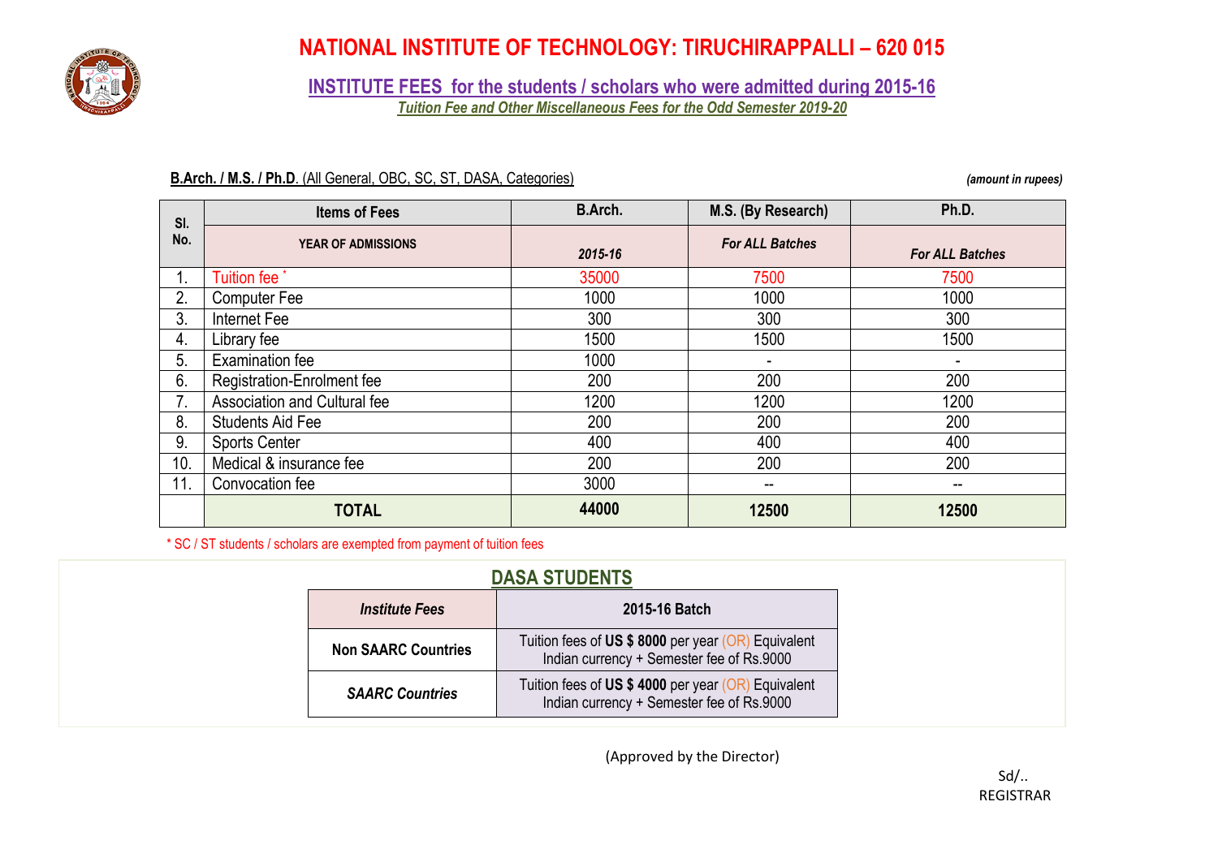# NATIONAL INSTITUTE OF TECHNOLOGY: TIRUCHIRAPPALLI – 620 015

## INSTITUTE FEES for the students / scholars who were admitted during 2015-16

*Tuition Fee and Other Miscellaneous Fees for the Odd Semester 2019-20*

**B.Arch. / M.S. / Ph.D**. (All General, OBC, SC, ST, DASA, Categories) *(amount in rupees)*

| Sl. No. | Items of Fees | B.Arch. | M.S. (By Research) | Ph.D. |
|---|---|---|---|---|
| | YEAR OF ADMISSIONS | 2015-16 | For ALL Batches | For ALL Batches |
| 1. | Tuition fee * | 35000 | 7500 | 7500 |
| 2. | Computer Fee | 1000 | 1000 | 1000 |
| 3. | Internet Fee | 300 | 300 | 300 |
| 4. | Library fee | 1500 | 1500 | 1500 |
| 5. | Examination fee | 1000 | - | - |
| 6. | Registration-Enrolment fee | 200 | 200 | 200 |
| 7. | Association and Cultural fee | 1200 | 1200 | 1200 |
| 8. | Students Aid Fee | 200 | 200 | 200 |
| 9. | Sports Center | 400 | 400 | 400 |
| 10. | Medical & insurance fee | 200 | 200 | 200 |
| 11. | Convocation fee | 3000 | -- | -- |
| | **TOTAL** | **44000** | **12500** | **12500** |

* SC / ST students / scholars are exempted from payment of tuition fees

## DASA STUDENTS

| *Institute Fees* | 2015-16 Batch |
|---|---|
| **Non SAARC Countries** | Tuition fees of **US $ 8000** per year (OR) Equivalent Indian currency + Semester fee of Rs.9000 |
| ***SAARC Countries*** | Tuition fees of **US $ 4000** per year (OR) Equivalent Indian currency + Semester fee of Rs.9000 |

(Approved by the Director)

Sd/..
REGISTRAR